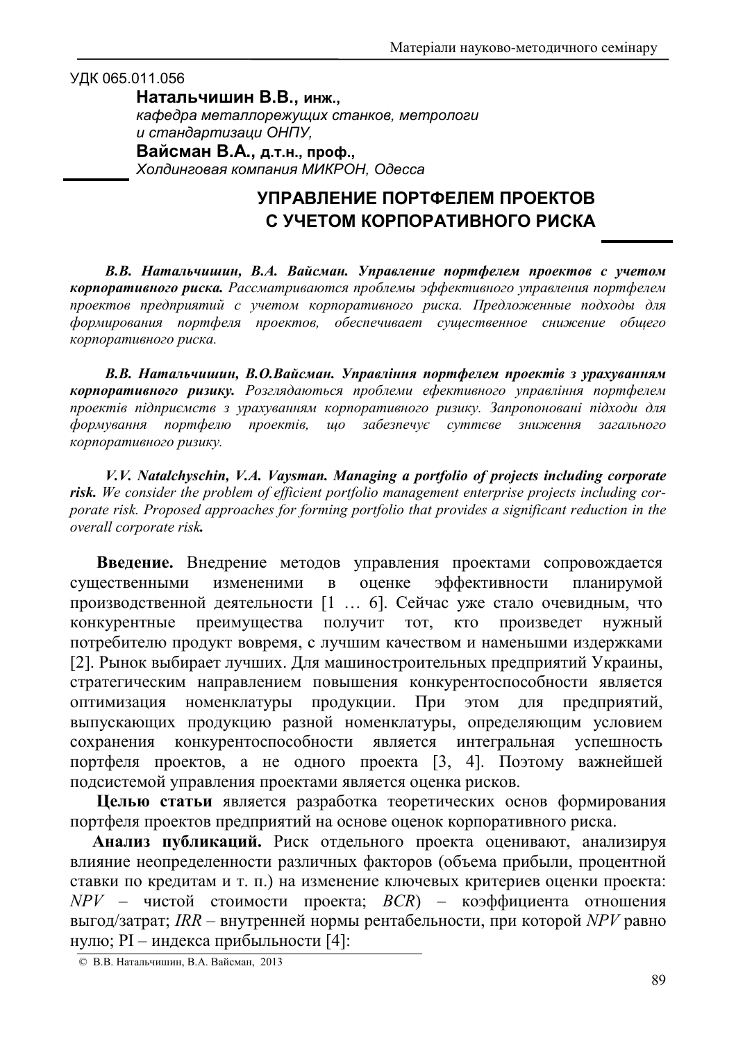УДК 065.011.056

**Натальчишин В.В., инж.,**
*кафедра металлорежущих станков, метрологи и стандартизаци ОНПУ,*
**Вайсман В.А., д.т.н., проф.,**
*Холдинговая компания МИКРОН, Одесса*

# УПРАВЛЕНИЕ ПОРТФЕЛЕМ ПРОЕКТОВ С УЧЕТОМ КОРПОРАТИВНОГО РИСКА

***В.В. Натальчишин, В.А. Вайсман. Управление портфелем проектов с учетом корпоративного риска.*** *Рассматриваются проблемы эффективного управления портфелем проектов предприятий с учетом корпоративного риска. Предложенные подходы для формирования портфеля проектов, обеспечивает существенное снижение общего корпоративного риска.*

***В.В. Натальчишин, В.О.Вайсман. Управління портфелем проектів з урахуванням корпоративного ризику.*** *Розглядаються проблеми ефективного управління портфелем проектів підприємств з урахуванням корпоративного ризику. Запропоновані підходи для формування портфелю проектів, що забезпечує суттєве зниження загального корпоративного ризику.*

***V.V. Natalchyschin, V.A. Vaysman. Managing a portfolio of projects including corporate risk.*** *We consider the problem of efficient portfolio management enterprise projects including corporate risk. Proposed approaches for forming portfolio that provides a significant reduction in the overall corporate risk.*

**Введение.** Внедрение методов управления проектами сопровождается существенными изменениями в оценке эффективности планирумой производственной деятельности [1 … 6]. Сейчас уже стало очевидным, что конкурентные преимущества получит тот, кто произведет нужный потребителю продукт вовремя, с лучшим качеством и наменьшими издержками [2]. Рынок выбирает лучших. Для машиностроительных предприятий Украины, стратегическим направлением повышения конкурентоспособности является оптимизация номенклатуры продукции. При этом для предприятий, выпускающих продукцию разной номенклатуры, определяющим условием сохранения конкурентоспособности является интегральная успешность портфеля проектов, а не одного проекта [3, 4]. Поэтому важнейшей подсистемой управления проектами является оценка рисков.

**Целью статьи** является разработка теоретических основ формирования портфеля проектов предприятий на основе оценок корпоративного риска.

**Анализ публикаций.** Риск отдельного проекта оценивают, анализируя влияние неопределенности различных факторов (объема прибыли, процентной ставки по кредитам и т. п.) на изменение ключевых критериев оценки проекта: *NPV* – чистой стоимости проекта; *BCR*) – коэффициента отношения выгод/затрат; *IRR* – внутренней нормы рентабельности, при которой *NPV* равно нулю; PI – индекса прибыльности [4]:

© В.В. Натальчишин, В.А. Вайсман, 2013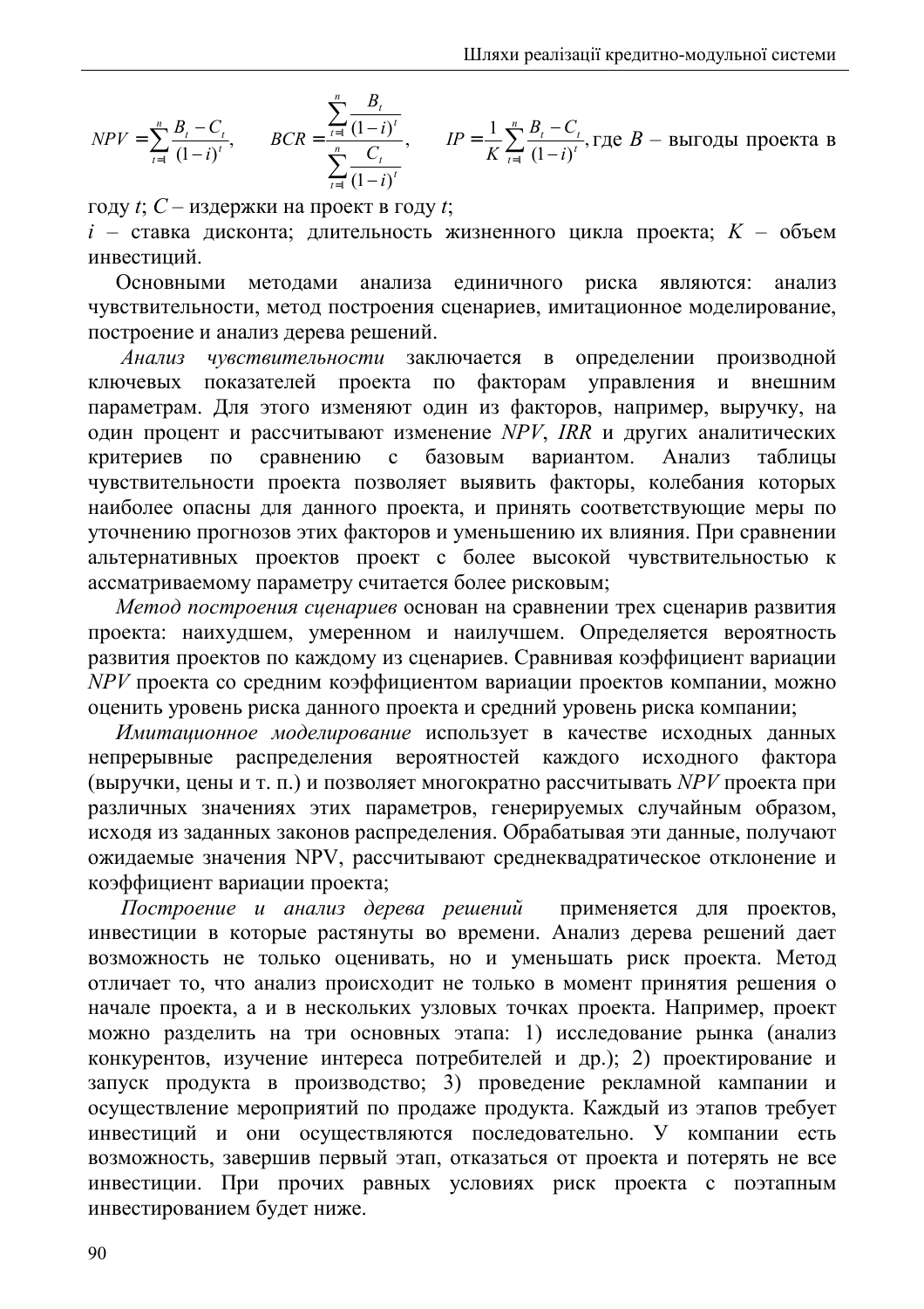$$NPV = \sum_{t=1}^{n} \frac{B_t - C_t}{(1-i)^t}, \qquad BCR = \frac{\sum_{t=1}^{n} \frac{B_t}{(1-i)^t}}{\sum_{t=1}^{n} \frac{C_t}{(1-i)^t}}, \qquad IP = \frac{1}{K} \sum_{t=1}^{n} \frac{B_t - C_t}{(1-i)^t},$$

где $B$ – выгоды проекта в году $t$; $C$ – издержки на проект в году $t$;
$i$ – ставка дисконта; длительность жизненного цикла проекта; $K$ – объем инвестиций.

Основными методами анализа единичного риска являются: анализ чувствительности, метод построения сценариев, имитационное моделирование, построение и анализ дерева решений.

*Анализ чувствительности* заключается в определении производной ключевых показателей проекта по факторам управления и внешним параметрам. Для этого изменяют один из факторов, например, выручку, на один процент и рассчитывают изменение *NPV*, *IRR* и других аналитических критериев по сравнению с базовым вариантом. Анализ таблицы чувствительности проекта позволяет выявить факторы, колебания которых наиболее опасны для данного проекта, и принять соответствующие меры по уточнению прогнозов этих факторов и уменьшению их влияния. При сравнении альтернативных проектов проект с более высокой чувствительностью к ассматриваемому параметру считается более рисковым;

*Метод построения сценариев* основан на сравнении трех сценарив развития проекта: наихудшем, умеренном и наилучшем. Определяется вероятность развития проектов по каждому из сценариев. Сравнивая коэффициент вариации *NPV* проекта со средним коэффициентом вариации проектов компании, можно оценить уровень риска данного проекта и средний уровень риска компании;

*Имитационное моделирование* использует в качестве исходных данных непрерывные распределения вероятностей каждого исходного фактора (выручки, цены и т. п.) и позволяет многократно рассчитывать *NPV* проекта при различных значениях этих параметров, генерируемых случайным образом, исходя из заданных законов распределения. Обрабатывая эти данные, получают ожидаемые значения NPV, рассчитывают среднеквадратическое отклонение и коэффициент вариации проекта;

*Построение и анализ дерева решений* применяется для проектов, инвестиции в которые растянуты во времени. Анализ дерева решений дает возможность не только оценивать, но и уменьшать риск проекта. Метод отличает то, что анализ происходит не только в момент принятия решения о начале проекта, а и в нескольких узловых точках проекта. Например, проект можно разделить на три основных этапа: 1) исследование рынка (анализ конкурентов, изучение интереса потребителей и др.); 2) проектирование и запуск продукта в производство; 3) проведение рекламной кампании и осуществление мероприятий по продаже продукта. Каждый из этапов требует инвестиций и они осуществляются последовательно. У компании есть возможность, завершив первый этап, отказаться от проекта и потерять не все инвестиции. При прочих равных условиях риск проекта с поэтапным инвестированием будет ниже.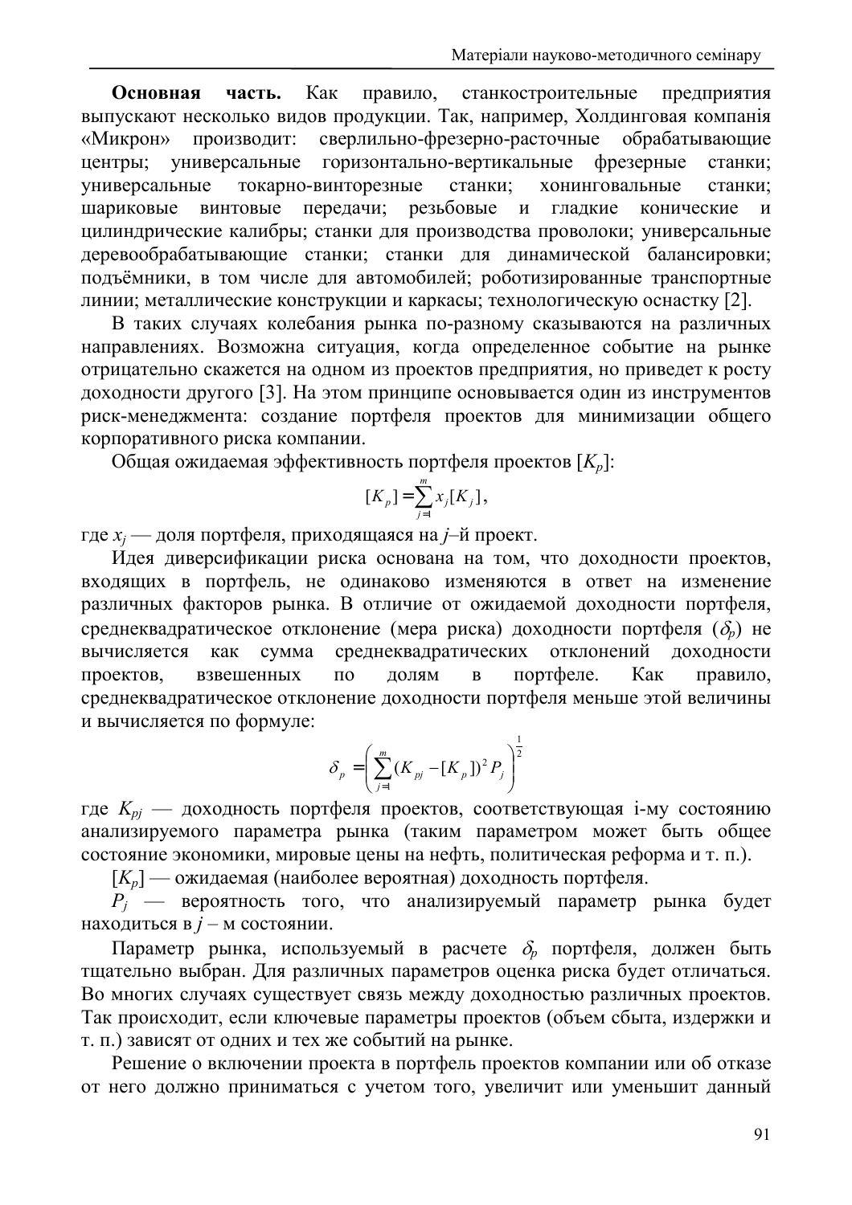**Основная часть.** Как правило, станкостроительные предприятия выпускают несколько видов продукции. Так, например, Холдинговая компанія «Микрон» производит: сверлильно-фрезерно-расточные обрабатывающие центры; универсальные горизонтально-вертикальные фрезерные станки; универсальные токарно-винторезные станки; хонинговальные станки; шариковые винтовые передачи; резьбовые и гладкие конические и цилиндрические калибры; станки для производства проволоки; универсальные деревообрабатывающие станки; станки для динамической балансировки; подъёмники, в том числе для автомобилей; роботизированные транспортные линии; металлические конструкции и каркасы; технологическую оснастку [2].

В таких случаях колебания рынка по-разному сказываются на различных направлениях. Возможна ситуация, когда определенное событие на рынке отрицательно скажется на одном из проектов предприятия, но приведет к росту доходности другого [3]. На этом принципе основывается один из инструментов риск-менеджмента: создание портфеля проектов для минимизации общего корпоративного риска компании.

Общая ожидаемая эффективность портфеля проектов $[K_p]$:

$$[K_p] = \sum_{j=1}^{m} x_j [K_j],$$

где $x_j$ — доля портфеля, приходящаяся на $j$–й проект.

Идея диверсификации риска основана на том, что доходности проектов, входящих в портфель, не одинаково изменяются в ответ на изменение различных факторов рынка. В отличие от ожидаемой доходности портфеля, среднеквадратическое отклонение (мера риска) доходности портфеля ($\delta_p$) не вычисляется как сумма среднеквадратических отклонений доходности проектов, взвешенных по долям в портфеле. Как правило, среднеквадратическое отклонение доходности портфеля меньше этой величины и вычисляется по формуле:

$$\delta_p = \left( \sum_{j=1}^{m} (K_{pj} - [K_p])^2 P_j \right)^{\frac{1}{2}}$$

где $K_{pj}$ — доходность портфеля проектов, соответствующая i-му состоянию анализируемого параметра рынка (таким параметром может быть общее состояние экономики, мировые цены на нефть, политическая реформа и т. п.).

$[K_p]$ — ожидаемая (наиболее вероятная) доходность портфеля.

$P_j$ — вероятность того, что анализируемый параметр рынка будет находиться в $j$ – м состоянии.

Параметр рынка, используемый в расчете $\delta_p$ портфеля, должен быть тщательно выбран. Для различных параметров оценка риска будет отличаться. Во многих случаях существует связь между доходностью различных проектов. Так происходит, если ключевые параметры проектов (объем сбыта, издержки и т. п.) зависят от одних и тех же событий на рынке.

Решение о включении проекта в портфель проектов компании или об отказе от него должно приниматься с учетом того, увеличит или уменьшит данный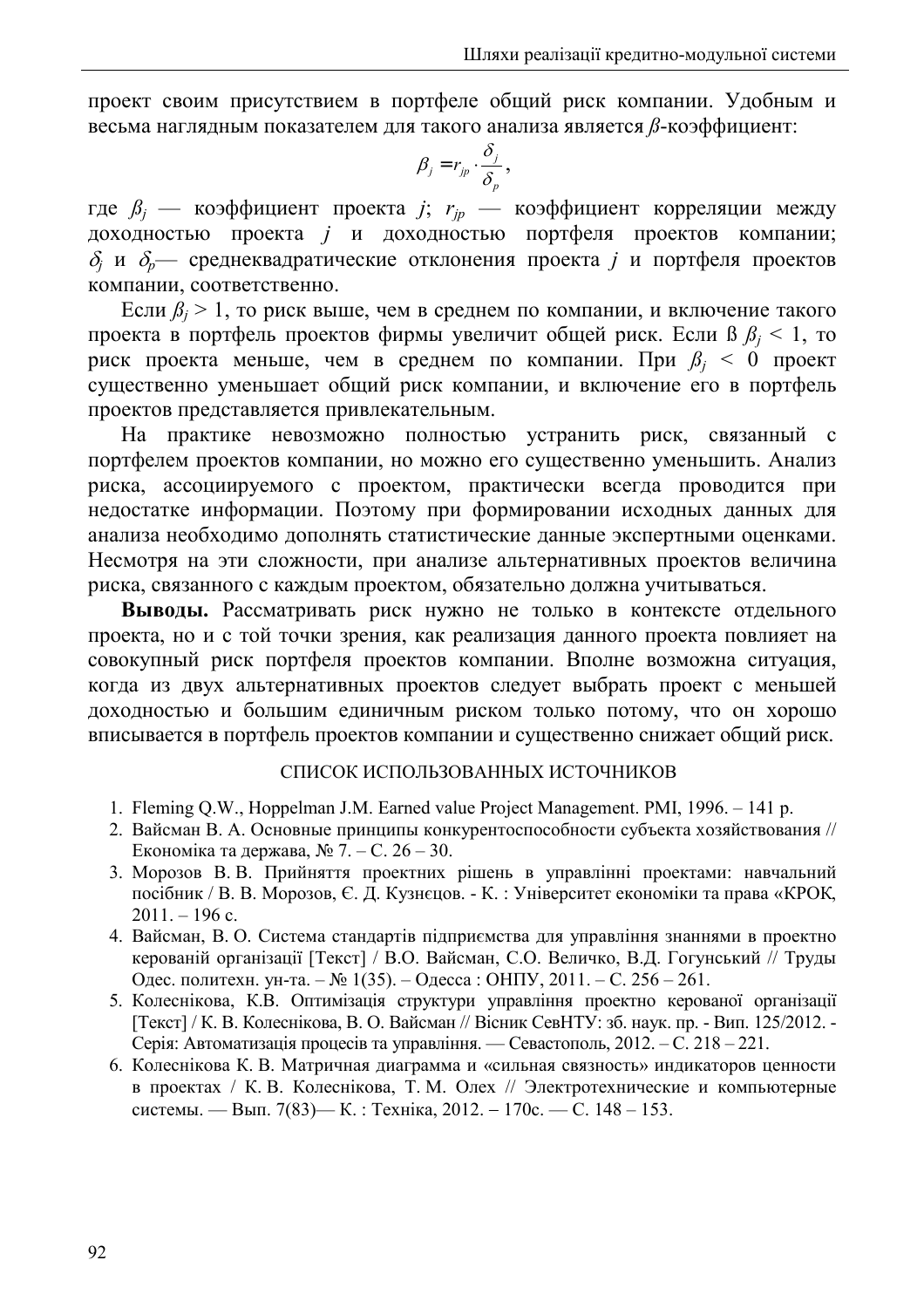проект своим присутствием в портфеле общий риск компании. Удобным и весьма наглядным показателем для такого анализа является $\beta$-коэффициент:

$$\beta_j = r_{jp} \cdot \frac{\delta_j}{\delta_p},$$

где $\beta_j$ — коэффициент проекта $j$; $r_{jp}$ — коэффициент корреляции между доходностью проекта $j$ и доходностью портфеля проектов компании; $\delta_j$ и $\delta_p$— среднеквадратические отклонения проекта $j$ и портфеля проектов компании, соответственно.

Если $\beta_j > 1$, то риск выше, чем в среднем по компании, и включение такого проекта в портфель проектов фирмы увеличит общей риск. Если ß $\beta_j < 1$, то риск проекта меньше, чем в среднем по компании. При $\beta_j < 0$ проект существенно уменьшает общий риск компании, и включение его в портфель проектов представляется привлекательным.

На практике невозможно полностью устранить риск, связанный с портфелем проектов компании, но можно его существенно уменьшить. Анализ риска, ассоциируемого с проектом, практически всегда проводится при недостатке информации. Поэтому при формировании исходных данных для анализа необходимо дополнять статистические данные экспертными оценками. Несмотря на эти сложности, при анализе альтернативных проектов величина риска, связанного с каждым проектом, обязательно должна учитываться.

**Выводы.** Рассматривать риск нужно не только в контексте отдельного проекта, но и с той точки зрения, как реализация данного проекта повлияет на совокупный риск портфеля проектов компании. Вполне возможна ситуация, когда из двух альтернативных проектов следует выбрать проект с меньшей доходностью и большим единичным риском только потому, что он хорошо вписывается в портфель проектов компании и существенно снижает общий риск.

## СПИСОК ИСПОЛЬЗОВАННЫХ ИСТОЧНИКОВ

1. Fleming Q.W., Hoppelman J.M. Earned value Project Management. PMI, 1996. – 141 p.
2. Вайсман В. А. Основные принципы конкурентоспособности субъекта хозяйствования // Економіка та держава, № 7. – С. 26 – 30.
3. Морозов В. В. Прийняття проектних рішень в управлінні проектами: навчальний посібник / В. В. Морозов, Є. Д. Кузнєцов. - К. : Університет економіки та права «КРОК, 2011. – 196 с.
4. Вайсман, В. О. Система стандартів підприємства для управління знаннями в проектно керованій організації [Текст] / В.О. Вайсман, С.О. Величко, В.Д. Гогунський // Труды Одес. политехн. ун-та. – № 1(35). – Одесса : ОНПУ, 2011. – С. 256 – 261.
5. Колеснікова, К.В. Оптимізація структури управління проектно керованої організації [Текст] / К. В. Колеснікова, В. О. Вайсман // Вісник СевНТУ: зб. наук. пр. - Вип. 125/2012. - Серія: Автоматизація процесів та управління. — Севастополь, 2012. – С. 218 – 221.
6. Колеснікова К. В. Матричная диаграмма и «сильная связность» индикаторов ценности в проектах / К. В. Колеснікова, Т. М. Олех // Электротехнические и компьютерные системы. — Вып. 7(83)— К. : Техніка, 2012. – 170с. — С. 148 – 153.